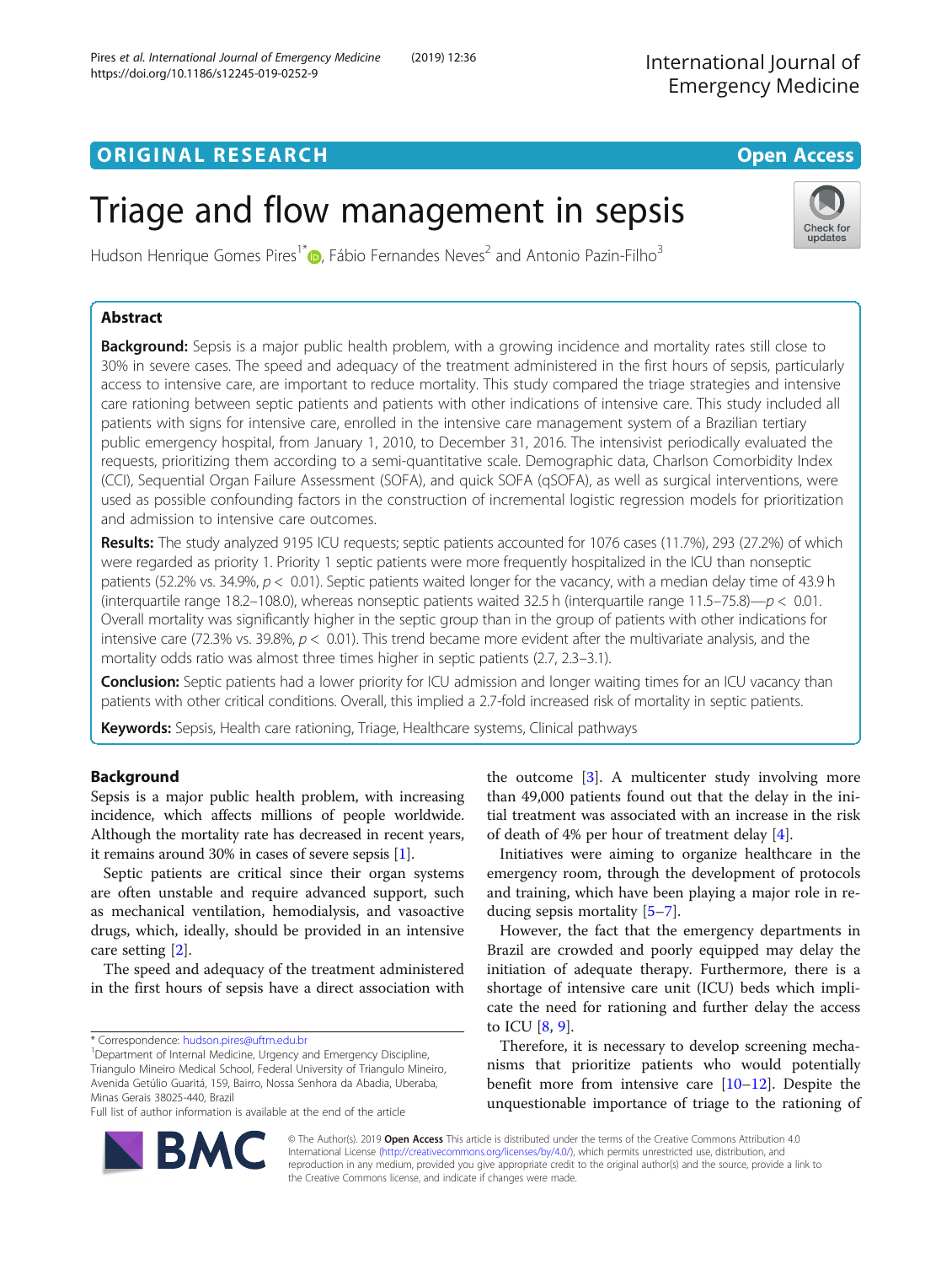ORIGINAL RESEARCH

Open Access

# Triage and flow management in sepsis

Hudson Henrique Gomes Pires[1*], Fábio Fernandes Neves[2] and Antonio Pazin-Filho[3]

## Abstract

**Background:** Sepsis is a major public health problem, with a growing incidence and mortality rates still close to 30% in severe cases. The speed and adequacy of the treatment administered in the first hours of sepsis, particularly access to intensive care, are important to reduce mortality. This study compared the triage strategies and intensive care rationing between septic patients and patients with other indications of intensive care. This study included all patients with signs for intensive care, enrolled in the intensive care management system of a Brazilian tertiary public emergency hospital, from January 1, 2010, to December 31, 2016. The intensivist periodically evaluated the requests, prioritizing them according to a semi-quantitative scale. Demographic data, Charlson Comorbidity Index (CCI), Sequential Organ Failure Assessment (SOFA), and quick SOFA (qSOFA), as well as surgical interventions, were used as possible confounding factors in the construction of incremental logistic regression models for prioritization and admission to intensive care outcomes.

**Results:** The study analyzed 9195 ICU requests; septic patients accounted for 1076 cases (11.7%), 293 (27.2%) of which were regarded as priority 1. Priority 1 septic patients were more frequently hospitalized in the ICU than nonseptic patients (52.2% vs. 34.9%, $p < 0.01$). Septic patients waited longer for the vacancy, with a median delay time of 43.9 h (interquartile range 18.2–108.0), whereas nonseptic patients waited 32.5 h (interquartile range 11.5–75.8)—$p < 0.01$. Overall mortality was significantly higher in the septic group than in the group of patients with other indications for intensive care (72.3% vs. 39.8%, $p < 0.01$). This trend became more evident after the multivariate analysis, and the mortality odds ratio was almost three times higher in septic patients (2.7, 2.3–3.1).

**Conclusion:** Septic patients had a lower priority for ICU admission and longer waiting times for an ICU vacancy than patients with other critical conditions. Overall, this implied a 2.7-fold increased risk of mortality in septic patients.

**Keywords:** Sepsis, Health care rationing, Triage, Healthcare systems, Clinical pathways

## Background

Sepsis is a major public health problem, with increasing incidence, which affects millions of people worldwide. Although the mortality rate has decreased in recent years, it remains around 30% in cases of severe sepsis [1].

Septic patients are critical since their organ systems are often unstable and require advanced support, such as mechanical ventilation, hemodialysis, and vasoactive drugs, which, ideally, should be provided in an intensive care setting [2].

The speed and adequacy of the treatment administered in the first hours of sepsis have a direct association with the outcome [3]. A multicenter study involving more than 49,000 patients found out that the delay in the initial treatment was associated with an increase in the risk of death of 4% per hour of treatment delay [4].

Initiatives were aiming to organize healthcare in the emergency room, through the development of protocols and training, which have been playing a major role in reducing sepsis mortality [5–7].

However, the fact that the emergency departments in Brazil are crowded and poorly equipped may delay the initiation of adequate therapy. Furthermore, there is a shortage of intensive care unit (ICU) beds which implicate the need for rationing and further delay the access to ICU [8, 9].

Therefore, it is necessary to develop screening mechanisms that prioritize patients who would potentially benefit more from intensive care [10–12]. Despite the unquestionable importance of triage to the rationing of

\* Correspondence: hudson.pires@uftm.edu.br
[1]Department of Internal Medicine, Urgency and Emergency Discipline, Triangulo Mineiro Medical School, Federal University of Triangulo Mineiro, Avenida Getúlio Guaritá, 159, Bairro, Nossa Senhora da Abadia, Uberaba, Minas Gerais 38025-440, Brazil
Full list of author information is available at the end of the article

© The Author(s). 2019 **Open Access** This article is distributed under the terms of the Creative Commons Attribution 4.0 International License (http://creativecommons.org/licenses/by/4.0/), which permits unrestricted use, distribution, and reproduction in any medium, provided you give appropriate credit to the original author(s) and the source, provide a link to the Creative Commons license, and indicate if changes were made.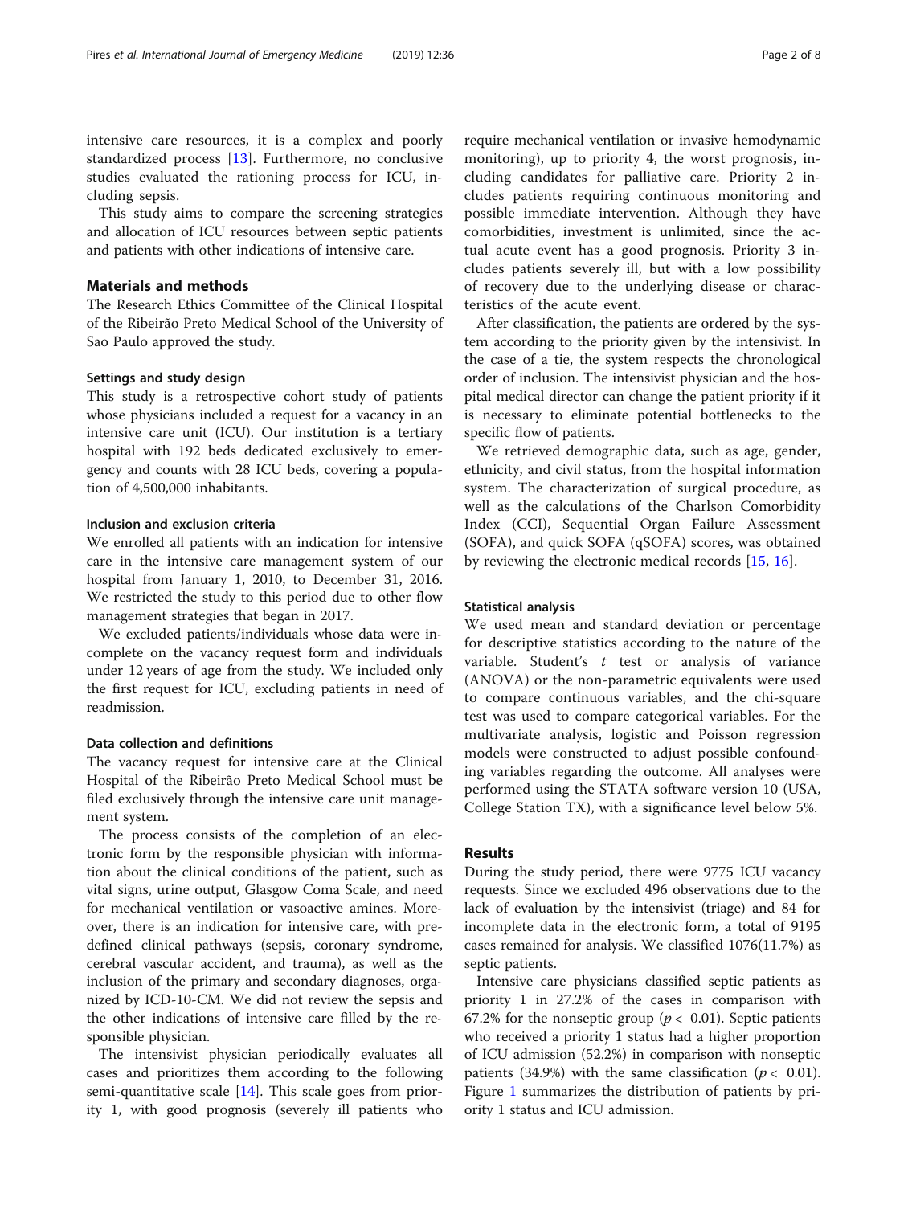intensive care resources, it is a complex and poorly standardized process [13]. Furthermore, no conclusive studies evaluated the rationing process for ICU, including sepsis.

This study aims to compare the screening strategies and allocation of ICU resources between septic patients and patients with other indications of intensive care.

## Materials and methods

The Research Ethics Committee of the Clinical Hospital of the Ribeirão Preto Medical School of the University of Sao Paulo approved the study.

### Settings and study design

This study is a retrospective cohort study of patients whose physicians included a request for a vacancy in an intensive care unit (ICU). Our institution is a tertiary hospital with 192 beds dedicated exclusively to emergency and counts with 28 ICU beds, covering a population of 4,500,000 inhabitants.

### Inclusion and exclusion criteria

We enrolled all patients with an indication for intensive care in the intensive care management system of our hospital from January 1, 2010, to December 31, 2016. We restricted the study to this period due to other flow management strategies that began in 2017.

We excluded patients/individuals whose data were incomplete on the vacancy request form and individuals under 12 years of age from the study. We included only the first request for ICU, excluding patients in need of readmission.

### Data collection and definitions

The vacancy request for intensive care at the Clinical Hospital of the Ribeirão Preto Medical School must be filed exclusively through the intensive care unit management system.

The process consists of the completion of an electronic form by the responsible physician with information about the clinical conditions of the patient, such as vital signs, urine output, Glasgow Coma Scale, and need for mechanical ventilation or vasoactive amines. Moreover, there is an indication for intensive care, with predefined clinical pathways (sepsis, coronary syndrome, cerebral vascular accident, and trauma), as well as the inclusion of the primary and secondary diagnoses, organized by ICD-10-CM. We did not review the sepsis and the other indications of intensive care filled by the responsible physician.

The intensivist physician periodically evaluates all cases and prioritizes them according to the following semi-quantitative scale [14]. This scale goes from priority 1, with good prognosis (severely ill patients who require mechanical ventilation or invasive hemodynamic monitoring), up to priority 4, the worst prognosis, including candidates for palliative care. Priority 2 includes patients requiring continuous monitoring and possible immediate intervention. Although they have comorbidities, investment is unlimited, since the actual acute event has a good prognosis. Priority 3 includes patients severely ill, but with a low possibility of recovery due to the underlying disease or characteristics of the acute event.

After classification, the patients are ordered by the system according to the priority given by the intensivist. In the case of a tie, the system respects the chronological order of inclusion. The intensivist physician and the hospital medical director can change the patient priority if it is necessary to eliminate potential bottlenecks to the specific flow of patients.

We retrieved demographic data, such as age, gender, ethnicity, and civil status, from the hospital information system. The characterization of surgical procedure, as well as the calculations of the Charlson Comorbidity Index (CCI), Sequential Organ Failure Assessment (SOFA), and quick SOFA (qSOFA) scores, was obtained by reviewing the electronic medical records [15, 16].

### Statistical analysis

We used mean and standard deviation or percentage for descriptive statistics according to the nature of the variable. Student's $t$ test or analysis of variance (ANOVA) or the non-parametric equivalents were used to compare continuous variables, and the chi-square test was used to compare categorical variables. For the multivariate analysis, logistic and Poisson regression models were constructed to adjust possible confounding variables regarding the outcome. All analyses were performed using the STATA software version 10 (USA, College Station TX), with a significance level below 5%.

## Results

During the study period, there were 9775 ICU vacancy requests. Since we excluded 496 observations due to the lack of evaluation by the intensivist (triage) and 84 for incomplete data in the electronic form, a total of 9195 cases remained for analysis. We classified 1076(11.7%) as septic patients.

Intensive care physicians classified septic patients as priority 1 in 27.2% of the cases in comparison with 67.2% for the nonseptic group ($p < 0.01$). Septic patients who received a priority 1 status had a higher proportion of ICU admission (52.2%) in comparison with nonseptic patients (34.9%) with the same classification ($p < 0.01$). Figure 1 summarizes the distribution of patients by priority 1 status and ICU admission.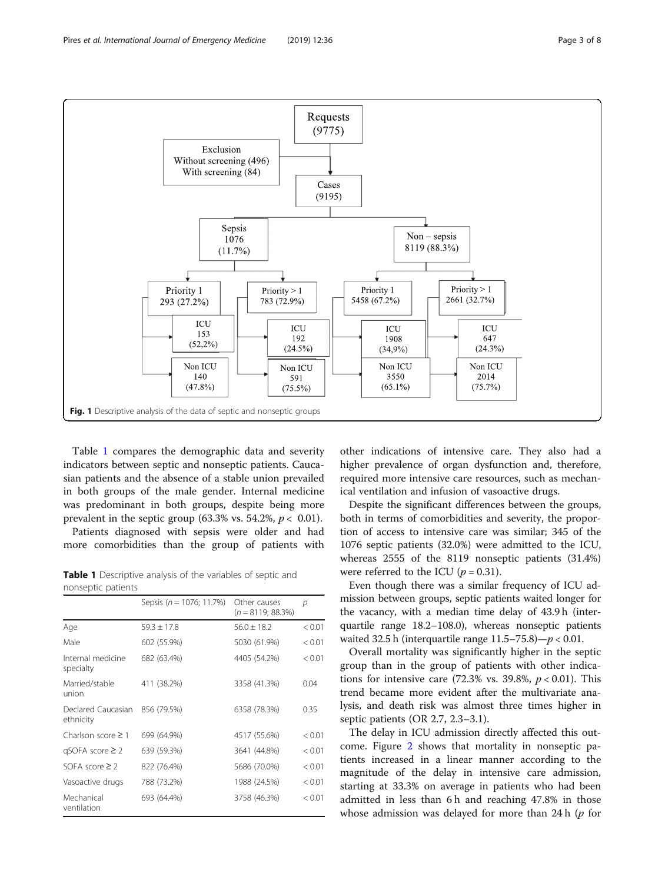Fig. 1 Descriptive analysis of the data of septic and nonseptic groups

Table 1 compares the demographic data and severity indicators between septic and nonseptic patients. Caucasian patients and the absence of a stable union prevailed in both groups of the male gender. Internal medicine was predominant in both groups, despite being more prevalent in the septic group (63.3% vs. 54.2%, $p < 0.01$).

Patients diagnosed with sepsis were older and had more comorbidities than the group of patients with other indications of intensive care. They also had a higher prevalence of organ dysfunction and, therefore, required more intensive care resources, such as mechanical ventilation and infusion of vasoactive drugs.

**Table 1** Descriptive analysis of the variables of septic and nonseptic patients

| | Sepsis ($n$ = 1076; 11.7%) | Other causes ($n$ = 8119; 88.3%) | $p$ |
|---|---|---|---|
| Age | 59.3 ± 17.8 | 56.0 ± 18.2 | < 0.01 |
| Male | 602 (55.9%) | 5030 (61.9%) | < 0.01 |
| Internal medicine specialty | 682 (63.4%) | 4405 (54.2%) | < 0.01 |
| Married/stable union | 411 (38.2%) | 3358 (41.3%) | 0.04 |
| Declared Caucasian ethnicity | 856 (79.5%) | 6358 (78.3%) | 0.35 |
| Charlson score ≥ 1 | 699 (64.9%) | 4517 (55.6%) | < 0.01 |
| qSOFA score ≥ 2 | 639 (59.3%) | 3641 (44.8%) | < 0.01 |
| SOFA score ≥ 2 | 822 (76.4%) | 5686 (70.0%) | < 0.01 |
| Vasoactive drugs | 788 (73.2%) | 1988 (24.5%) | < 0.01 |
| Mechanical ventilation | 693 (64.4%) | 3758 (46.3%) | < 0.01 |

Despite the significant differences between the groups, both in terms of comorbidities and severity, the proportion of access to intensive care was similar; 345 of the 1076 septic patients (32.0%) were admitted to the ICU, whereas 2555 of the 8119 nonseptic patients (31.4%) were referred to the ICU ($p = 0.31$).

Even though there was a similar frequency of ICU admission between groups, septic patients waited longer for the vacancy, with a median time delay of 43.9 h (interquartile range 18.2–108.0), whereas nonseptic patients waited 32.5 h (interquartile range 11.5–75.8)—$p < 0.01$.

Overall mortality was significantly higher in the septic group than in the group of patients with other indications for intensive care (72.3% vs. 39.8%, $p < 0.01$). This trend became more evident after the multivariate analysis, and death risk was almost three times higher in septic patients (OR 2.7, 2.3–3.1).

The delay in ICU admission directly affected this outcome. Figure 2 shows that mortality in nonseptic patients increased in a linear manner according to the magnitude of the delay in intensive care admission, starting at 33.3% on average in patients who had been admitted in less than 6 h and reaching 47.8% in those whose admission was delayed for more than 24 h ($p$ for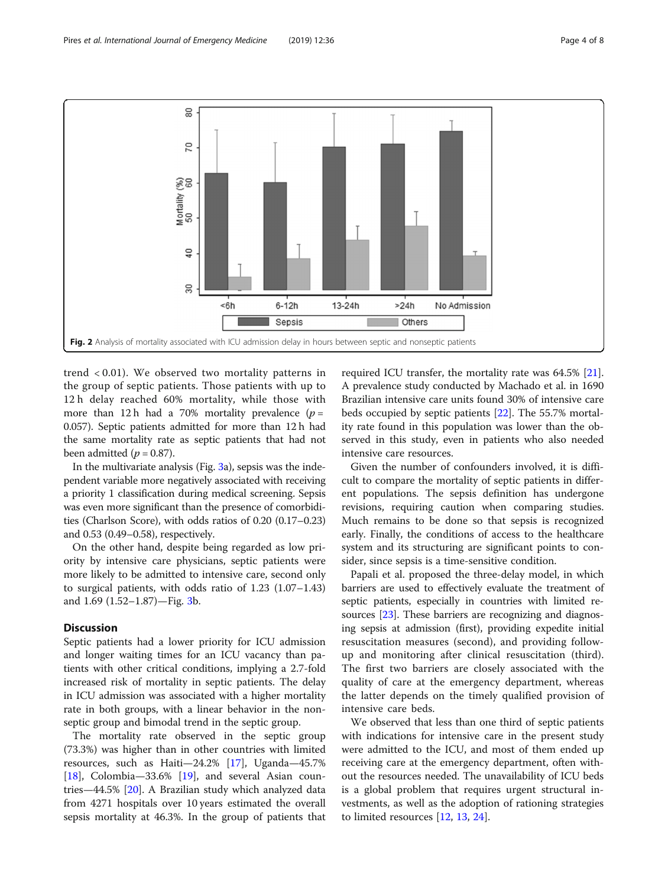Fig. 2 Analysis of mortality associated with ICU admission delay in hours between septic and nonseptic patients

trend $< 0.01$). We observed two mortality patterns in the group of septic patients. Those patients with up to 12 h delay reached 60% mortality, while those with more than 12 h had a 70% mortality prevalence ($p = 0.057$). Septic patients admitted for more than 12 h had the same mortality rate as septic patients that had not been admitted ($p = 0.87$).

In the multivariate analysis (Fig. 3a), sepsis was the independent variable more negatively associated with receiving a priority 1 classification during medical screening. Sepsis was even more significant than the presence of comorbidities (Charlson Score), with odds ratios of 0.20 (0.17–0.23) and 0.53 (0.49–0.58), respectively.

On the other hand, despite being regarded as low priority by intensive care physicians, septic patients were more likely to be admitted to intensive care, second only to surgical patients, with odds ratio of 1.23 (1.07–1.43) and 1.69 (1.52–1.87)—Fig. 3b.

## Discussion

Septic patients had a lower priority for ICU admission and longer waiting times for an ICU vacancy than patients with other critical conditions, implying a 2.7-fold increased risk of mortality in septic patients. The delay in ICU admission was associated with a higher mortality rate in both groups, with a linear behavior in the nonseptic group and bimodal trend in the septic group.

The mortality rate observed in the septic group (73.3%) was higher than in other countries with limited resources, such as Haiti—24.2% [17], Uganda—45.7% [18], Colombia—33.6% [19], and several Asian countries—44.5% [20]. A Brazilian study which analyzed data from 4271 hospitals over 10 years estimated the overall sepsis mortality at 46.3%. In the group of patients that required ICU transfer, the mortality rate was 64.5% [21]. A prevalence study conducted by Machado et al. in 1690 Brazilian intensive care units found 30% of intensive care beds occupied by septic patients [22]. The 55.7% mortality rate found in this population was lower than the observed in this study, even in patients who also needed intensive care resources.

Given the number of confounders involved, it is difficult to compare the mortality of septic patients in different populations. The sepsis definition has undergone revisions, requiring caution when comparing studies. Much remains to be done so that sepsis is recognized early. Finally, the conditions of access to the healthcare system and its structuring are significant points to consider, since sepsis is a time-sensitive condition.

Papali et al. proposed the three-delay model, in which barriers are used to effectively evaluate the treatment of septic patients, especially in countries with limited resources [23]. These barriers are recognizing and diagnosing sepsis at admission (first), providing expedite initial resuscitation measures (second), and providing follow-up and monitoring after clinical resuscitation (third). The first two barriers are closely associated with the quality of care at the emergency department, whereas the latter depends on the timely qualified provision of intensive care beds.

We observed that less than one third of septic patients with indications for intensive care in the present study were admitted to the ICU, and most of them ended up receiving care at the emergency department, often without the resources needed. The unavailability of ICU beds is a global problem that requires urgent structural investments, as well as the adoption of rationing strategies to limited resources [12, 13, 24].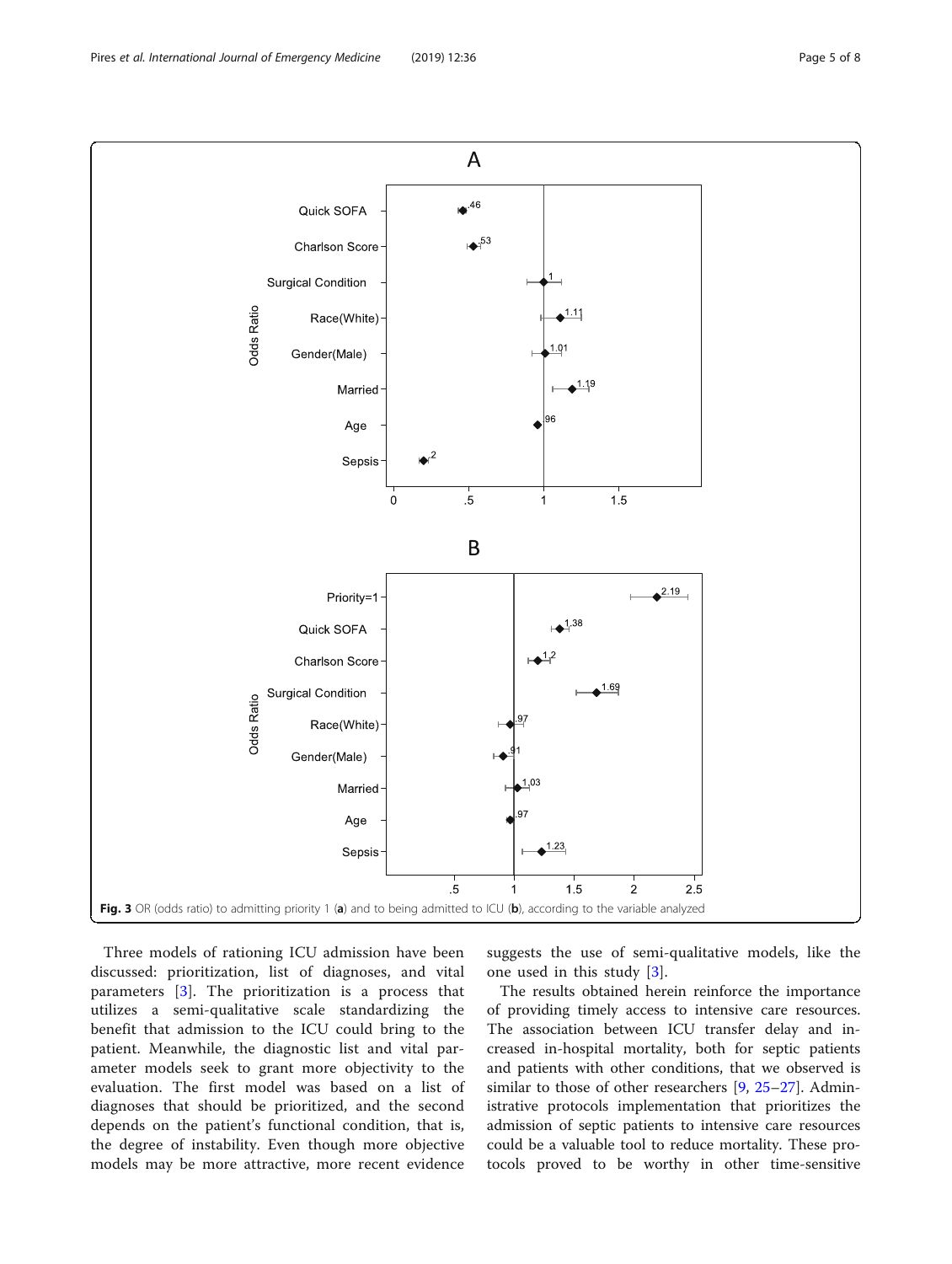Fig. 3 OR (odds ratio) to admitting priority 1 (**a**) and to being admitted to ICU (**b**), according to the variable analyzed

Three models of rationing ICU admission have been discussed: prioritization, list of diagnoses, and vital parameters [3]. The prioritization is a process that utilizes a semi-qualitative scale standardizing the benefit that admission to the ICU could bring to the patient. Meanwhile, the diagnostic list and vital parameter models seek to grant more objectivity to the evaluation. The first model was based on a list of diagnoses that should be prioritized, and the second depends on the patient's functional condition, that is, the degree of instability. Even though more objective models may be more attractive, more recent evidence suggests the use of semi-qualitative models, like the one used in this study [3].

The results obtained herein reinforce the importance of providing timely access to intensive care resources. The association between ICU transfer delay and increased in-hospital mortality, both for septic patients and patients with other conditions, that we observed is similar to those of other researchers [9, 25–27]. Administrative protocols implementation that prioritizes the admission of septic patients to intensive care resources could be a valuable tool to reduce mortality. These protocols proved to be worthy in other time-sensitive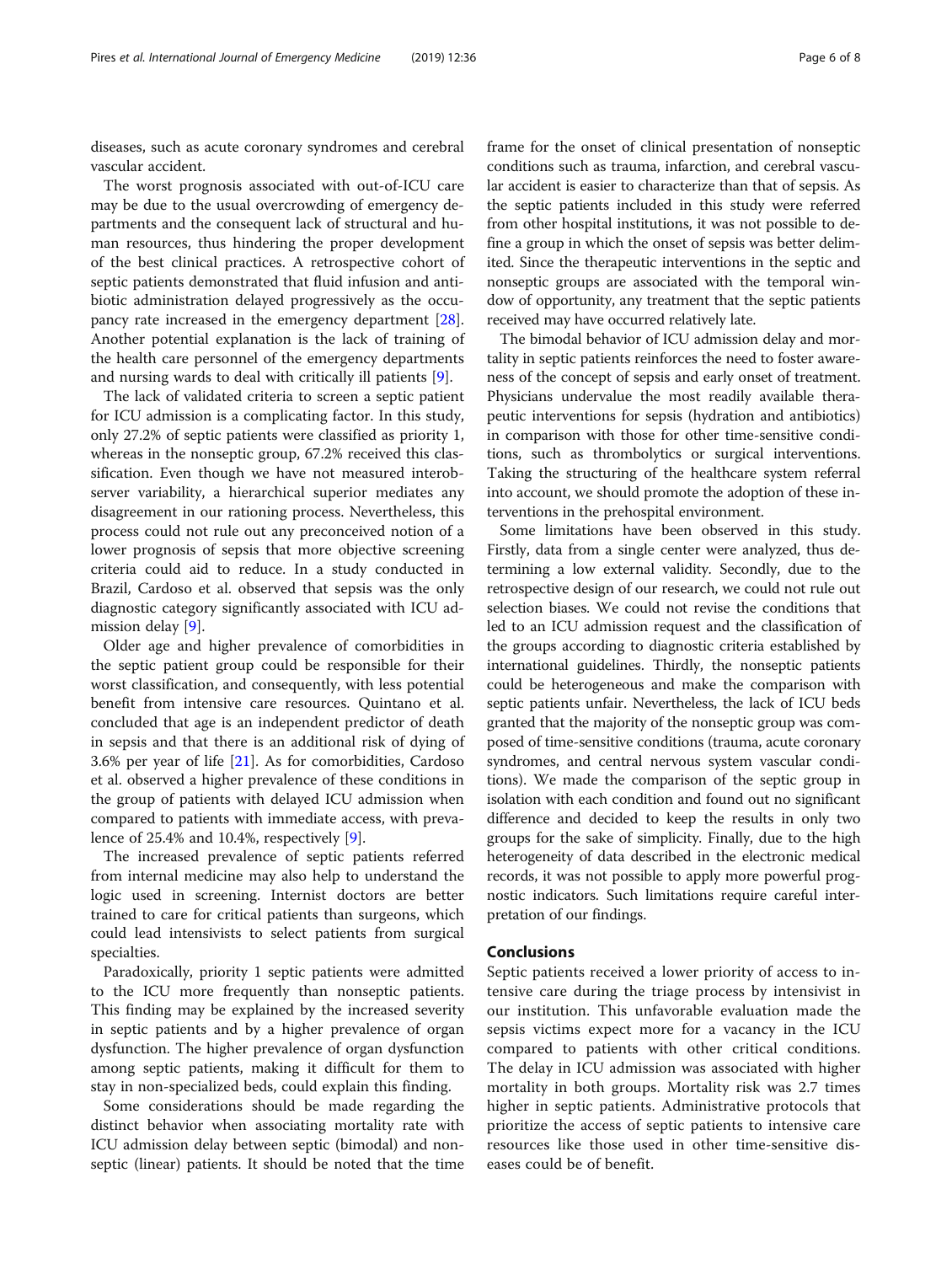diseases, such as acute coronary syndromes and cerebral vascular accident.

The worst prognosis associated with out-of-ICU care may be due to the usual overcrowding of emergency departments and the consequent lack of structural and human resources, thus hindering the proper development of the best clinical practices. A retrospective cohort of septic patients demonstrated that fluid infusion and antibiotic administration delayed progressively as the occupancy rate increased in the emergency department [28]. Another potential explanation is the lack of training of the health care personnel of the emergency departments and nursing wards to deal with critically ill patients [9].

The lack of validated criteria to screen a septic patient for ICU admission is a complicating factor. In this study, only 27.2% of septic patients were classified as priority 1, whereas in the nonseptic group, 67.2% received this classification. Even though we have not measured interobserver variability, a hierarchical superior mediates any disagreement in our rationing process. Nevertheless, this process could not rule out any preconceived notion of a lower prognosis of sepsis that more objective screening criteria could aid to reduce. In a study conducted in Brazil, Cardoso et al. observed that sepsis was the only diagnostic category significantly associated with ICU admission delay [9].

Older age and higher prevalence of comorbidities in the septic patient group could be responsible for their worst classification, and consequently, with less potential benefit from intensive care resources. Quintano et al. concluded that age is an independent predictor of death in sepsis and that there is an additional risk of dying of 3.6% per year of life [21]. As for comorbidities, Cardoso et al. observed a higher prevalence of these conditions in the group of patients with delayed ICU admission when compared to patients with immediate access, with prevalence of 25.4% and 10.4%, respectively [9].

The increased prevalence of septic patients referred from internal medicine may also help to understand the logic used in screening. Internist doctors are better trained to care for critical patients than surgeons, which could lead intensivists to select patients from surgical specialties.

Paradoxically, priority 1 septic patients were admitted to the ICU more frequently than nonseptic patients. This finding may be explained by the increased severity in septic patients and by a higher prevalence of organ dysfunction. The higher prevalence of organ dysfunction among septic patients, making it difficult for them to stay in non-specialized beds, could explain this finding.

Some considerations should be made regarding the distinct behavior when associating mortality rate with ICU admission delay between septic (bimodal) and nonseptic (linear) patients. It should be noted that the time frame for the onset of clinical presentation of nonseptic conditions such as trauma, infarction, and cerebral vascular accident is easier to characterize than that of sepsis. As the septic patients included in this study were referred from other hospital institutions, it was not possible to define a group in which the onset of sepsis was better delimited. Since the therapeutic interventions in the septic and nonseptic groups are associated with the temporal window of opportunity, any treatment that the septic patients received may have occurred relatively late.

The bimodal behavior of ICU admission delay and mortality in septic patients reinforces the need to foster awareness of the concept of sepsis and early onset of treatment. Physicians undervalue the most readily available therapeutic interventions for sepsis (hydration and antibiotics) in comparison with those for other time-sensitive conditions, such as thrombolytics or surgical interventions. Taking the structuring of the healthcare system referral into account, we should promote the adoption of these interventions in the prehospital environment.

Some limitations have been observed in this study. Firstly, data from a single center were analyzed, thus determining a low external validity. Secondly, due to the retrospective design of our research, we could not rule out selection biases. We could not revise the conditions that led to an ICU admission request and the classification of the groups according to diagnostic criteria established by international guidelines. Thirdly, the nonseptic patients could be heterogeneous and make the comparison with septic patients unfair. Nevertheless, the lack of ICU beds granted that the majority of the nonseptic group was composed of time-sensitive conditions (trauma, acute coronary syndromes, and central nervous system vascular conditions). We made the comparison of the septic group in isolation with each condition and found out no significant difference and decided to keep the results in only two groups for the sake of simplicity. Finally, due to the high heterogeneity of data described in the electronic medical records, it was not possible to apply more powerful prognostic indicators. Such limitations require careful interpretation of our findings.

## Conclusions

Septic patients received a lower priority of access to intensive care during the triage process by intensivist in our institution. This unfavorable evaluation made the sepsis victims expect more for a vacancy in the ICU compared to patients with other critical conditions. The delay in ICU admission was associated with higher mortality in both groups. Mortality risk was 2.7 times higher in septic patients. Administrative protocols that prioritize the access of septic patients to intensive care resources like those used in other time-sensitive diseases could be of benefit.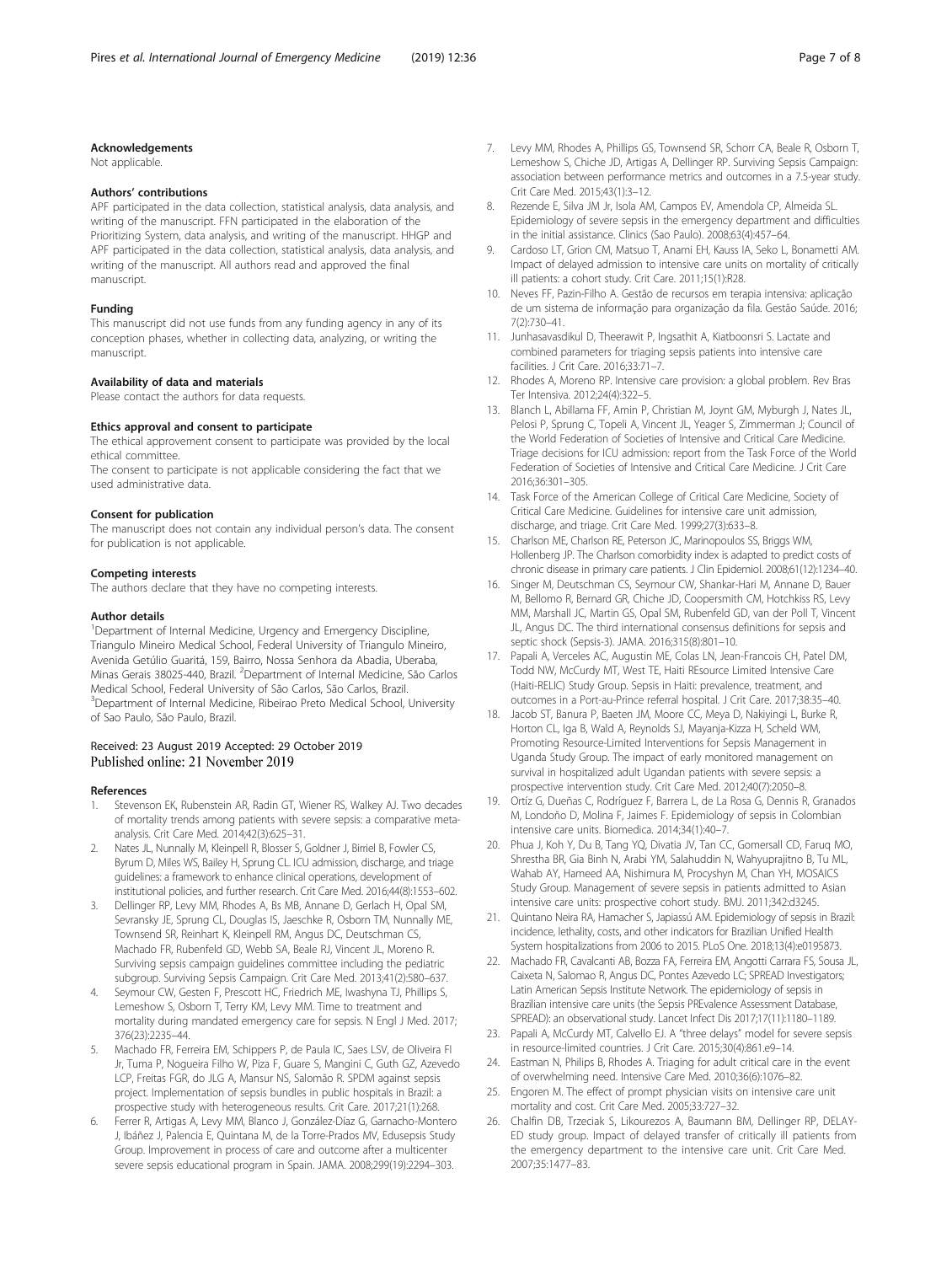## Acknowledgements

Not applicable.

## Authors' contributions

APF participated in the data collection, statistical analysis, data analysis, and writing of the manuscript. FFN participated in the elaboration of the Prioritizing System, data analysis, and writing of the manuscript. HHGP and APF participated in the data collection, statistical analysis, data analysis, and writing of the manuscript. All authors read and approved the final manuscript.

## Funding

This manuscript did not use funds from any funding agency in any of its conception phases, whether in collecting data, analyzing, or writing the manuscript.

## Availability of data and materials

Please contact the authors for data requests.

## Ethics approval and consent to participate

The ethical approvement consent to participate was provided by the local ethical committee.

The consent to participate is not applicable considering the fact that we used administrative data.

## Consent for publication

The manuscript does not contain any individual person's data. The consent for publication is not applicable.

## Competing interests

The authors declare that they have no competing interests.

## Author details

[1]Department of Internal Medicine, Urgency and Emergency Discipline, Triangulo Mineiro Medical School, Federal University of Triangulo Mineiro, Avenida Getúlio Guaritá, 159, Bairro, Nossa Senhora da Abadia, Uberaba, Minas Gerais 38025-440, Brazil. [2]Department of Internal Medicine, São Carlos Medical School, Federal University of São Carlos, São Carlos, Brazil. [3]Department of Internal Medicine, Ribeirao Preto Medical School, University of Sao Paulo, São Paulo, Brazil.

Received: 23 August 2019 Accepted: 29 October 2019
Published online: 21 November 2019

## References

1. Stevenson EK, Rubenstein AR, Radin GT, Wiener RS, Walkey AJ. Two decades of mortality trends among patients with severe sepsis: a comparative meta-analysis. Crit Care Med. 2014;42(3):625–31.
2. Nates JL, Nunnally M, Kleinpell R, Blosser S, Goldner J, Birriel B, Fowler CS, Byrum D, Miles WS, Bailey H, Sprung CL. ICU admission, discharge, and triage guidelines: a framework to enhance clinical operations, development of institutional policies, and further research. Crit Care Med. 2016;44(8):1553–602.
3. Dellinger RP, Levy MM, Rhodes A, Bs MB, Annane D, Gerlach H, Opal SM, Sevransky JE, Sprung CL, Douglas IS, Jaeschke R, Osborn TM, Nunnally ME, Townsend SR, Reinhart K, Kleinpell RM, Angus DC, Deutschman CS, Machado FR, Rubenfeld GD, Webb SA, Beale RJ, Vincent JL, Moreno R. Surviving sepsis campaign guidelines committee including the pediatric subgroup. Surviving Sepsis Campaign. Crit Care Med. 2013;41(2):580–637.
4. Seymour CW, Gesten F, Prescott HC, Friedrich ME, Iwashyna TJ, Phillips S, Lemeshow S, Osborn T, Terry KM, Levy MM. Time to treatment and mortality during mandated emergency care for sepsis. N Engl J Med. 2017; 376(23):2235–44.
5. Machado FR, Ferreira EM, Schippers P, de Paula IC, Saes LSV, de Oliveira FI Jr, Tuma P, Nogueira Filho W, Piza F, Guare S, Mangini C, Guth GZ, Azevedo LCP, Freitas FGR, do JLG A, Mansur NS, Salomão R. SPDM against sepsis project. Implementation of sepsis bundles in public hospitals in Brazil: a prospective study with heterogeneous results. Crit Care. 2017;21(1):268.
6. Ferrer R, Artigas A, Levy MM, Blanco J, González-Díaz G, Garnacho-Montero J, Ibáñez J, Palencia E, Quintana M, de la Torre-Prados MV, Edusepsis Study Group. Improvement in process of care and outcome after a multicenter severe sepsis educational program in Spain. JAMA. 2008;299(19):2294–303.
7. Levy MM, Rhodes A, Phillips GS, Townsend SR, Schorr CA, Beale R, Osborn T, Lemeshow S, Chiche JD, Artigas A, Dellinger RP. Surviving Sepsis Campaign: association between performance metrics and outcomes in a 7.5-year study. Crit Care Med. 2015;43(1):3–12.
8. Rezende E, Silva JM Jr, Isola AM, Campos EV, Amendola CP, Almeida SL. Epidemiology of severe sepsis in the emergency department and difficulties in the initial assistance. Clinics (Sao Paulo). 2008;63(4):457–64.
9. Cardoso LT, Grion CM, Matsuo T, Anami EH, Kauss IA, Seko L, Bonametti AM. Impact of delayed admission to intensive care units on mortality of critically ill patients: a cohort study. Crit Care. 2011;15(1):R28.
10. Neves FF, Pazin-Filho A. Gestão de recursos em terapia intensiva: aplicação de um sistema de informação para organização da fila. Gestão Saúde. 2016; 7(2):730–41.
11. Junhasavasdikul D, Theerawit P, Ingsathit A, Kiatboonsri S. Lactate and combined parameters for triaging sepsis patients into intensive care facilities. J Crit Care. 2016;33:71–7.
12. Rhodes A, Moreno RP. Intensive care provision: a global problem. Rev Bras Ter Intensiva. 2012;24(4):322–5.
13. Blanch L, Abillama FF, Amin P, Christian M, Joynt GM, Myburgh J, Nates JL, Pelosi P, Sprung C, Topeli A, Vincent JL, Yeager S, Zimmerman J; Council of the World Federation of Societies of Intensive and Critical Care Medicine. Triage decisions for ICU admission: report from the Task Force of the World Federation of Societies of Intensive and Critical Care Medicine. J Crit Care 2016;36:301–305.
14. Task Force of the American College of Critical Care Medicine, Society of Critical Care Medicine. Guidelines for intensive care unit admission, discharge, and triage. Crit Care Med. 1999;27(3):633–8.
15. Charlson ME, Charlson RE, Peterson JC, Marinopoulos SS, Briggs WM, Hollenberg JP. The Charlson comorbidity index is adapted to predict costs of chronic disease in primary care patients. J Clin Epidemiol. 2008;61(12):1234–40.
16. Singer M, Deutschman CS, Seymour CW, Shankar-Hari M, Annane D, Bauer M, Bellomo R, Bernard GR, Chiche JD, Coopersmith CM, Hotchkiss RS, Levy MM, Marshall JC, Martin GS, Opal SM, Rubenfeld GD, van der Poll T, Vincent JL, Angus DC. The third international consensus definitions for sepsis and septic shock (Sepsis-3). JAMA. 2016;315(8):801–10.
17. Papali A, Verceles AC, Augustin ME, Colas LN, Jean-Francois CH, Patel DM, Todd NW, McCurdy MT, West TE, Haiti REsource Limited Intensive Care (Haiti-RELIC) Study Group. Sepsis in Haiti: prevalence, treatment, and outcomes in a Port-au-Prince referral hospital. J Crit Care. 2017;38:35–40.
18. Jacob ST, Banura P, Baeten JM, Moore CC, Meya D, Nakiyingi L, Burke R, Horton CL, Iga B, Wald A, Reynolds SJ, Mayanja-Kizza H, Scheld WM, Promoting Resource-Limited Interventions for Sepsis Management in Uganda Study Group. The impact of early monitored management on survival in hospitalized adult Ugandan patients with severe sepsis: a prospective intervention study. Crit Care Med. 2012;40(7):2050–8.
19. Ortíz G, Dueñas C, Rodríguez F, Barrera L, de La Rosa G, Dennis R, Granados M, Londoño D, Molina F, Jaimes F. Epidemiology of sepsis in Colombian intensive care units. Biomedica. 2014;34(1):40–7.
20. Phua J, Koh Y, Du B, Tang YQ, Divatia JV, Tan CC, Gomersall CD, Faruq MO, Shrestha BR, Gia Binh N, Arabi YM, Salahuddin N, Wahyuprajitno B, Tu ML, Wahab AY, Hameed AA, Nishimura M, Procyshyn M, Chan YH, MOSAICS Study Group. Management of severe sepsis in patients admitted to Asian intensive care units: prospective cohort study. BMJ. 2011;342:d3245.
21. Quintano Neira RA, Hamacher S, Japiassú AM. Epidemiology of sepsis in Brazil: incidence, lethality, costs, and other indicators for Brazilian Unified Health System hospitalizations from 2006 to 2015. PLoS One. 2018;13(4):e0195873.
22. Machado FR, Cavalcanti AB, Bozza FA, Ferreira EM, Angotti Carrara FS, Sousa JL, Caixeta N, Salomao R, Angus DC, Pontes Azevedo LC; SPREAD Investigators; Latin American Sepsis Institute Network. The epidemiology of sepsis in Brazilian intensive care units (the Sepsis PREvalence Assessment Database, SPREAD): an observational study. Lancet Infect Dis 2017;17(11):1180–1189.
23. Papali A, McCurdy MT, Calvello EJ. A "three delays" model for severe sepsis in resource-limited countries. J Crit Care. 2015;30(4):861.e9–14.
24. Eastman N, Philips B, Rhodes A. Triaging for adult critical care in the event of overwhelming need. Intensive Care Med. 2010;36(6):1076–82.
25. Engoren M. The effect of prompt physician visits on intensive care unit mortality and cost. Crit Care Med. 2005;33:727–32.
26. Chalfin DB, Trzeciak S, Likourezos A, Baumann BM, Dellinger RP, DELAY-ED study group. Impact of delayed transfer of critically ill patients from the emergency department to the intensive care unit. Crit Care Med. 2007;35:1477–83.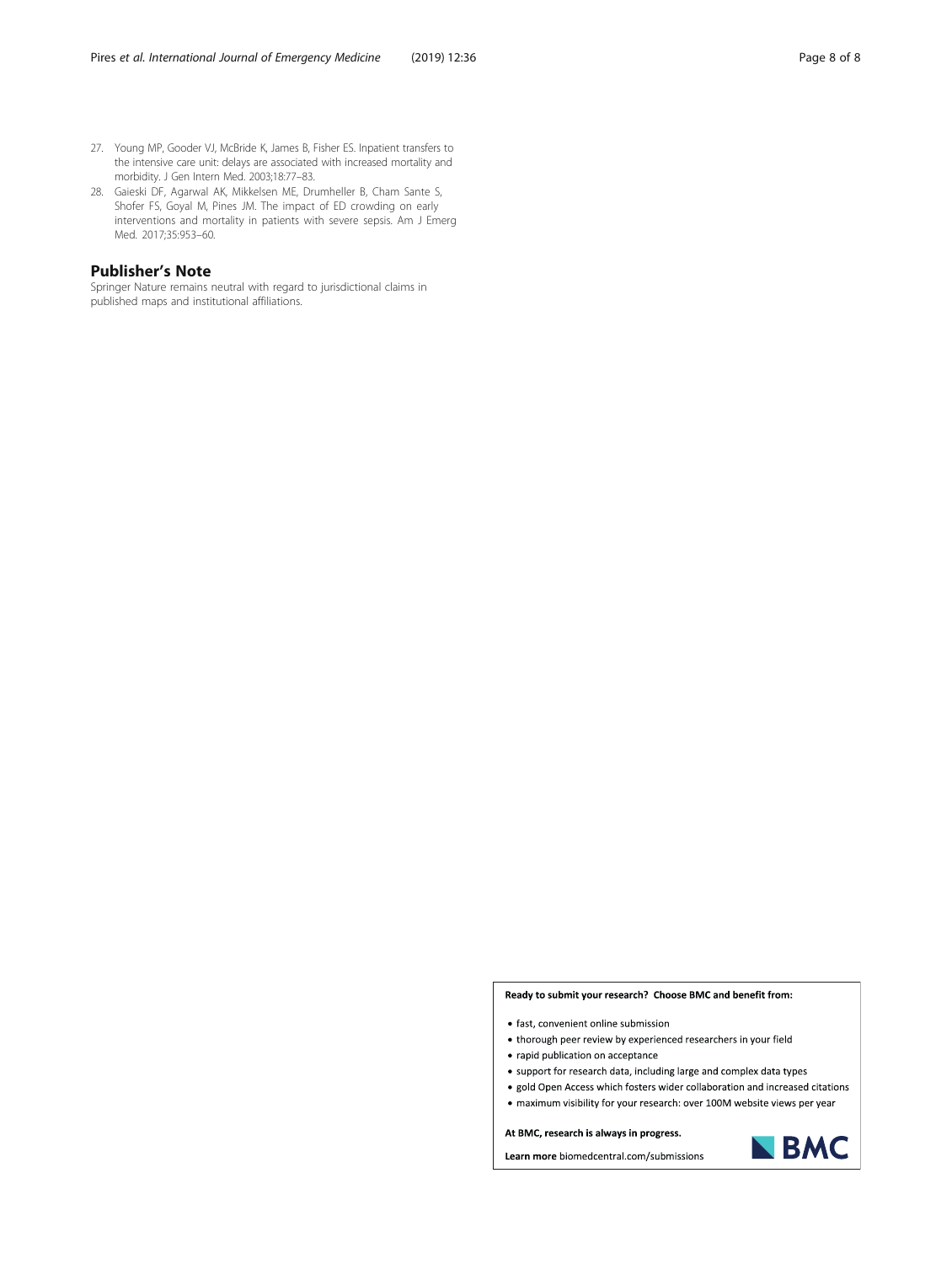27. Young MP, Gooder VJ, McBride K, James B, Fisher ES. Inpatient transfers to the intensive care unit: delays are associated with increased mortality and morbidity. J Gen Intern Med. 2003;18:77–83.
28. Gaieski DF, Agarwal AK, Mikkelsen ME, Drumheller B, Cham Sante S, Shofer FS, Goyal M, Pines JM. The impact of ED crowding on early interventions and mortality in patients with severe sepsis. Am J Emerg Med. 2017;35:953–60.

## Publisher's Note

Springer Nature remains neutral with regard to jurisdictional claims in published maps and institutional affiliations.

**Ready to submit your research? Choose BMC and benefit from:**

- fast, convenient online submission
- thorough peer review by experienced researchers in your field
- rapid publication on acceptance
- support for research data, including large and complex data types
- gold Open Access which fosters wider collaboration and increased citations
- maximum visibility for your research: over 100M website views per year

**At BMC, research is always in progress.**

**Learn more** biomedcentral.com/submissions

BMC